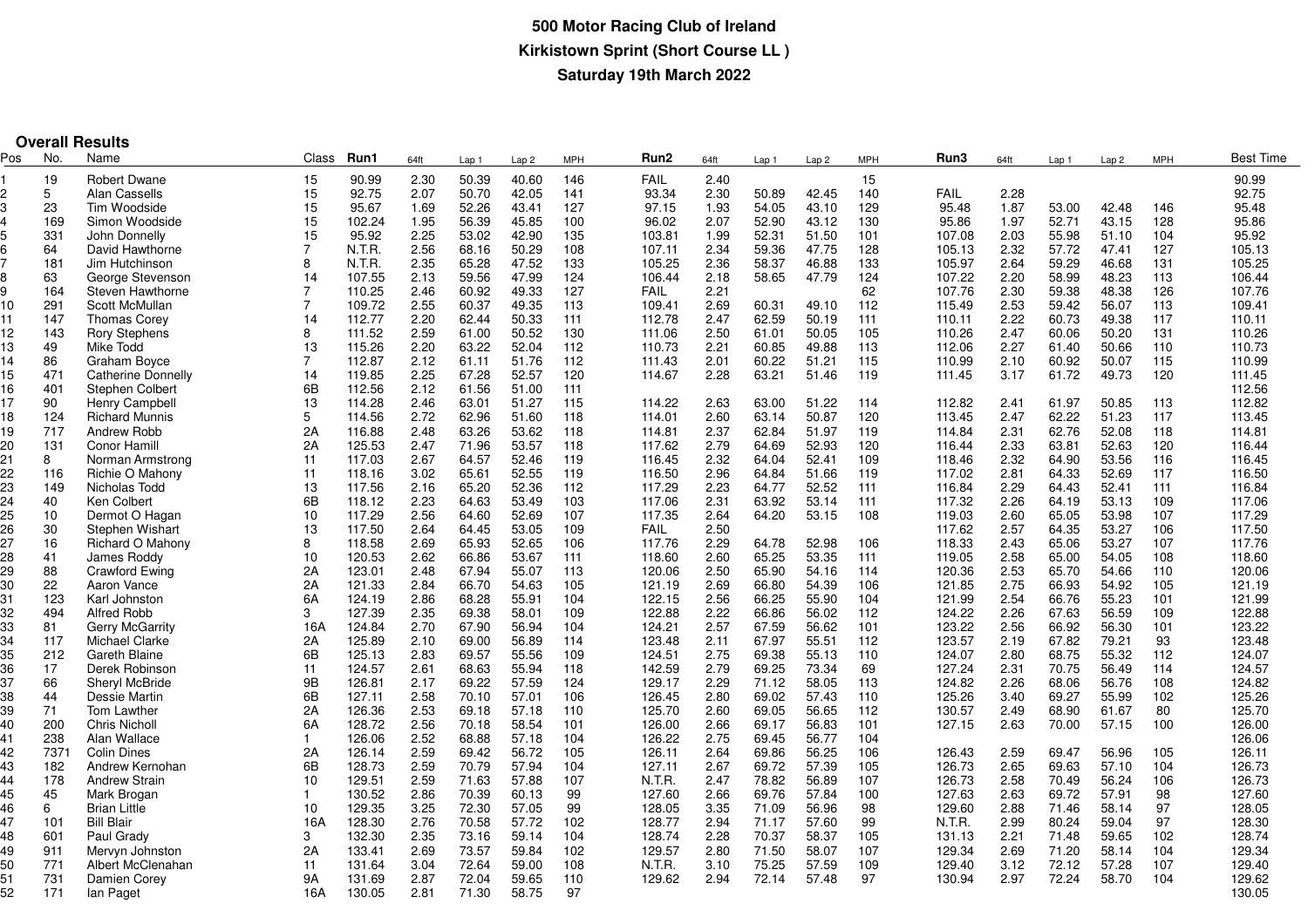# 500 Motor Racing Club of Ireland

## Kirkistown Sprint (Short Course LL )

### Saturday 19th March 2022

**Overall Results**

| Pos | No. | Name | Class | Run1 | 64ft | Lap 1 | Lap 2 | MPH | Run2 | 64ft | Lap 1 | Lap 2 | MPH | Run3 | 64ft | Lap 1 | Lap 2 | MPH | Best Time |
|---|---|---|---|---|---|---|---|---|---|---|---|---|---|---|---|---|---|---|---|
| 1 | 19 | Robert Dwane | 15 | 90.99 | 2.30 | 50.39 | 40.60 | 146 | FAIL | 2.40 | | | 15 | | | | | | 90.99 |
| 2 | 5 | Alan Cassells | 15 | 92.75 | 2.07 | 50.70 | 42.05 | 141 | 93.34 | 2.30 | 50.89 | 42.45 | 140 | FAIL | 2.28 | | | | 92.75 |
| 3 | 23 | Tim Woodside | 15 | 95.67 | 1.69 | 52.26 | 43.41 | 127 | 97.15 | 1.93 | 54.05 | 43.10 | 129 | 95.48 | 1.87 | 53.00 | 42.48 | 146 | 95.48 |
| 4 | 169 | Simon Woodside | 15 | 102.24 | 1.95 | 56.39 | 45.85 | 100 | 96.02 | 2.07 | 52.90 | 43.12 | 130 | 95.86 | 1.97 | 52.71 | 43.15 | 128 | 95.86 |
| 5 | 331 | John Donnelly | 15 | 95.92 | 2.25 | 53.02 | 42.90 | 135 | 103.81 | 1.99 | 52.31 | 51.50 | 101 | 107.08 | 2.03 | 55.98 | 51.10 | 104 | 95.92 |
| 6 | 64 | David Hawthorne | 7 | N.T.R. | 2.56 | 68.16 | 50.29 | 108 | 107.11 | 2.34 | 59.36 | 47.75 | 128 | 105.13 | 2.32 | 57.72 | 47.41 | 127 | 105.13 |
| 7 | 181 | Jim Hutchinson | 8 | N.T.R. | 2.35 | 65.28 | 47.52 | 133 | 105.25 | 2.36 | 58.37 | 46.88 | 133 | 105.97 | 2.64 | 59.29 | 46.68 | 131 | 105.25 |
| 8 | 63 | George Stevenson | 14 | 107.55 | 2.13 | 59.56 | 47.99 | 124 | 106.44 | 2.18 | 58.65 | 47.79 | 124 | 107.22 | 2.20 | 58.99 | 48.23 | 113 | 106.44 |
| 9 | 164 | Steven Hawthorne | 7 | 110.25 | 2.46 | 60.92 | 49.33 | 127 | FAIL | 2.21 | | | 62 | 107.76 | 2.30 | 59.38 | 48.38 | 126 | 107.76 |
| 10 | 291 | Scott McMullan | 7 | 109.72 | 2.55 | 60.37 | 49.35 | 113 | 109.41 | 2.69 | 60.31 | 49.10 | 112 | 115.49 | 2.53 | 59.42 | 56.07 | 113 | 109.41 |
| 11 | 147 | Thomas Corey | 14 | 112.77 | 2.20 | 62.44 | 50.33 | 111 | 112.78 | 2.47 | 62.59 | 50.19 | 111 | 110.11 | 2.22 | 60.73 | 49.38 | 117 | 110.11 |
| 12 | 143 | Rory Stephens | 8 | 111.52 | 2.59 | 61.00 | 50.52 | 130 | 111.06 | 2.50 | 61.01 | 50.05 | 105 | 110.26 | 2.47 | 60.06 | 50.20 | 131 | 110.26 |
| 13 | 49 | Mike Todd | 13 | 115.26 | 2.20 | 63.22 | 52.04 | 112 | 110.73 | 2.21 | 60.85 | 49.88 | 113 | 112.06 | 2.27 | 61.40 | 50.66 | 110 | 110.73 |
| 14 | 86 | Graham Boyce | 7 | 112.87 | 2.12 | 61.11 | 51.76 | 112 | 111.43 | 2.01 | 60.22 | 51.21 | 115 | 110.99 | 2.10 | 60.92 | 50.07 | 115 | 110.99 |
| 15 | 471 | Catherine Donnelly | 14 | 119.85 | 2.25 | 67.28 | 52.57 | 120 | 114.67 | 2.28 | 63.21 | 51.46 | 119 | 111.45 | 3.17 | 61.72 | 49.73 | 120 | 111.45 |
| 16 | 401 | Stephen Colbert | 6B | 112.56 | 2.12 | 61.56 | 51.00 | 111 | | | | | | | | | | | 112.56 |
| 17 | 90 | Henry Campbell | 13 | 114.28 | 2.46 | 63.01 | 51.27 | 115 | 114.22 | 2.63 | 63.00 | 51.22 | 114 | 112.82 | 2.41 | 61.97 | 50.85 | 113 | 112.82 |
| 18 | 124 | Richard Munnis | 5 | 114.56 | 2.72 | 62.96 | 51.60 | 118 | 114.01 | 2.60 | 63.14 | 50.87 | 120 | 113.45 | 2.47 | 62.22 | 51.23 | 117 | 113.45 |
| 19 | 717 | Andrew Robb | 2A | 116.88 | 2.48 | 63.26 | 53.62 | 118 | 114.81 | 2.37 | 62.84 | 51.97 | 119 | 114.84 | 2.31 | 62.76 | 52.08 | 118 | 114.81 |
| 20 | 131 | Conor Hamill | 2A | 125.53 | 2.47 | 71.96 | 53.57 | 118 | 117.62 | 2.79 | 64.69 | 52.93 | 120 | 116.44 | 2.33 | 63.81 | 52.63 | 120 | 116.44 |
| 21 | 8 | Norman Armstrong | 11 | 117.03 | 2.67 | 64.57 | 52.46 | 119 | 116.45 | 2.32 | 64.04 | 52.41 | 109 | 118.46 | 2.32 | 64.90 | 53.56 | 116 | 116.45 |
| 22 | 116 | Richie O Mahony | 11 | 118.16 | 3.02 | 65.61 | 52.55 | 119 | 116.50 | 2.96 | 64.84 | 51.66 | 119 | 117.02 | 2.81 | 64.33 | 52.69 | 117 | 116.50 |
| 23 | 149 | Nicholas Todd | 13 | 117.56 | 2.16 | 65.20 | 52.36 | 112 | 117.29 | 2.23 | 64.77 | 52.52 | 111 | 116.84 | 2.29 | 64.43 | 52.41 | 111 | 116.84 |
| 24 | 40 | Ken Colbert | 6B | 118.12 | 2.23 | 64.63 | 53.49 | 103 | 117.06 | 2.31 | 63.92 | 53.14 | 111 | 117.32 | 2.26 | 64.19 | 53.13 | 109 | 117.06 |
| 25 | 10 | Dermot O Hagan | 10 | 117.29 | 2.56 | 64.60 | 52.69 | 107 | 117.35 | 2.64 | 64.20 | 53.15 | 108 | 119.03 | 2.60 | 65.05 | 53.98 | 107 | 117.29 |
| 26 | 30 | Stephen Wishart | 13 | 117.50 | 2.64 | 64.45 | 53.05 | 109 | FAIL | 2.50 | | | | 117.62 | 2.57 | 64.35 | 53.27 | 106 | 117.50 |
| 27 | 16 | Richard O Mahony | 8 | 118.58 | 2.69 | 65.93 | 52.65 | 106 | 117.76 | 2.29 | 64.78 | 52.98 | 106 | 118.33 | 2.43 | 65.06 | 53.27 | 107 | 117.76 |
| 28 | 41 | James Roddy | 10 | 120.53 | 2.62 | 66.86 | 53.67 | 111 | 118.60 | 2.60 | 65.25 | 53.35 | 111 | 119.05 | 2.58 | 65.00 | 54.05 | 108 | 118.60 |
| 29 | 88 | Crawford Ewing | 2A | 123.01 | 2.48 | 67.94 | 55.07 | 113 | 120.06 | 2.50 | 65.90 | 54.16 | 114 | 120.36 | 2.53 | 65.70 | 54.66 | 110 | 120.06 |
| 30 | 22 | Aaron Vance | 2A | 121.33 | 2.84 | 66.70 | 54.63 | 105 | 121.19 | 2.69 | 66.80 | 54.39 | 106 | 121.85 | 2.75 | 66.93 | 54.92 | 105 | 121.19 |
| 31 | 123 | Karl Johnston | 6A | 124.19 | 2.86 | 68.28 | 55.91 | 104 | 122.15 | 2.56 | 66.25 | 55.90 | 104 | 121.99 | 2.54 | 66.76 | 55.23 | 101 | 121.99 |
| 32 | 494 | Alfred Robb | 3 | 127.39 | 2.35 | 69.38 | 58.01 | 109 | 122.88 | 2.22 | 66.86 | 56.02 | 112 | 124.22 | 2.26 | 67.63 | 56.59 | 109 | 122.88 |
| 33 | 81 | Gerry McGarrity | 16A | 124.84 | 2.70 | 67.90 | 56.94 | 104 | 124.21 | 2.57 | 67.59 | 56.62 | 101 | 123.22 | 2.56 | 66.92 | 56.30 | 101 | 123.22 |
| 34 | 117 | Michael Clarke | 2A | 125.89 | 2.10 | 69.00 | 56.89 | 114 | 123.48 | 2.11 | 67.97 | 55.51 | 112 | 123.57 | 2.19 | 67.82 | 79.21 | 93 | 123.48 |
| 35 | 212 | Gareth Blaine | 6B | 125.13 | 2.83 | 69.57 | 55.56 | 109 | 124.51 | 2.75 | 69.38 | 55.13 | 110 | 124.07 | 2.80 | 68.75 | 55.32 | 112 | 124.07 |
| 36 | 17 | Derek Robinson | 11 | 124.57 | 2.61 | 68.63 | 55.94 | 118 | 142.59 | 2.79 | 69.25 | 73.34 | 69 | 127.24 | 2.31 | 70.75 | 56.49 | 114 | 124.57 |
| 37 | 66 | Sheryl McBride | 9B | 126.81 | 2.17 | 69.22 | 57.59 | 124 | 129.17 | 2.29 | 71.12 | 58.05 | 113 | 124.82 | 2.26 | 68.06 | 56.76 | 108 | 124.82 |
| 38 | 44 | Dessie Martin | 6B | 127.11 | 2.58 | 70.10 | 57.01 | 106 | 126.45 | 2.80 | 69.02 | 57.43 | 110 | 125.26 | 3.40 | 69.27 | 55.99 | 102 | 125.26 |
| 39 | 71 | Tom Lawther | 2A | 126.36 | 2.53 | 69.18 | 57.18 | 110 | 125.70 | 2.60 | 69.05 | 56.65 | 112 | 130.57 | 2.49 | 68.90 | 61.67 | 80 | 125.70 |
| 40 | 200 | Chris Nicholl | 6A | 128.72 | 2.56 | 70.18 | 58.54 | 101 | 126.00 | 2.66 | 69.17 | 56.83 | 101 | 127.15 | 2.63 | 70.00 | 57.15 | 100 | 126.00 |
| 41 | 238 | Alan Wallace | 1 | 126.06 | 2.52 | 68.88 | 57.18 | 104 | 126.22 | 2.75 | 69.45 | 56.77 | 104 | | | | | | 126.06 |
| 42 | 7371 | Colin Dines | 2A | 126.14 | 2.59 | 69.42 | 56.72 | 105 | 126.11 | 2.64 | 69.86 | 56.25 | 106 | 126.43 | 2.59 | 69.47 | 56.96 | 105 | 126.11 |
| 43 | 182 | Andrew Kernohan | 6B | 128.73 | 2.59 | 70.79 | 57.94 | 104 | 127.11 | 2.67 | 69.72 | 57.39 | 105 | 126.73 | 2.65 | 69.63 | 57.10 | 104 | 126.73 |
| 44 | 178 | Andrew Strain | 10 | 129.51 | 2.59 | 71.63 | 57.88 | 107 | N.T.R. | 2.47 | 78.82 | 56.89 | 107 | 126.73 | 2.58 | 70.49 | 56.24 | 106 | 126.73 |
| 45 | 45 | Mark Brogan | 1 | 130.52 | 2.86 | 70.39 | 60.13 | 99 | 127.60 | 2.66 | 69.76 | 57.84 | 100 | 127.63 | 2.63 | 69.72 | 57.91 | 98 | 127.60 |
| 46 | 6 | Brian Little | 10 | 129.35 | 3.25 | 72.30 | 57.05 | 99 | 128.05 | 3.35 | 71.09 | 56.96 | 98 | 129.60 | 2.88 | 71.46 | 58.14 | 97 | 128.05 |
| 47 | 101 | Bill Blair | 16A | 128.30 | 2.76 | 70.58 | 57.72 | 102 | 128.77 | 2.94 | 71.17 | 57.60 | 99 | N.T.R. | 2.99 | 80.24 | 59.04 | 97 | 128.30 |
| 48 | 601 | Paul Grady | 3 | 132.30 | 2.35 | 73.16 | 59.14 | 104 | 128.74 | 2.28 | 70.37 | 58.37 | 105 | 131.13 | 2.21 | 71.48 | 59.65 | 102 | 128.74 |
| 49 | 911 | Mervyn Johnston | 2A | 133.41 | 2.69 | 73.57 | 59.84 | 102 | 129.57 | 2.80 | 71.50 | 58.07 | 107 | 129.34 | 2.69 | 71.20 | 58.14 | 104 | 129.34 |
| 50 | 771 | Albert McClenahan | 11 | 131.64 | 3.04 | 72.64 | 59.00 | 108 | N.T.R. | 3.10 | 75.25 | 57.59 | 109 | 129.40 | 3.12 | 72.12 | 57.28 | 107 | 129.40 |
| 51 | 731 | Damien Corey | 9A | 131.69 | 2.87 | 72.04 | 59.65 | 110 | 129.62 | 2.94 | 72.14 | 57.48 | 97 | 130.94 | 2.97 | 72.24 | 58.70 | 104 | 129.62 |
| 52 | 171 | Ian Paget | 16A | 130.05 | 2.81 | 71.30 | 58.75 | 97 | | | | | | | | | | | 130.05 |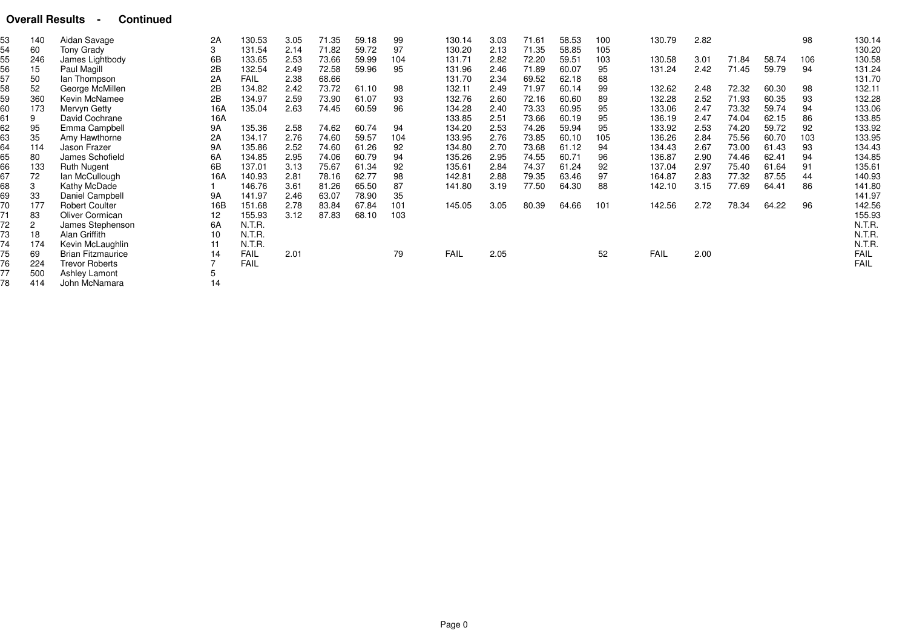**Overall Results - Continued**

| | | | | | | | | | | | | | | | | | | | |
|---|---|---|---|---|---|---|---|---|---|---|---|---|---|---|---|---|---|---|---|
| 53 | 140 | Aidan Savage | 2A | 130.53 | 3.05 | 71.35 | 59.18 | 99 | 130.14 | 3.03 | 71.61 | 58.53 | 100 | 130.79 | 2.82 | | | 98 | 130.14 |
| 54 | 60 | Tony Grady | 3 | 131.54 | 2.14 | 71.82 | 59.72 | 97 | 130.20 | 2.13 | 71.35 | 58.85 | 105 | | | | | | 130.20 |
| 55 | 246 | James Lightbody | 6B | 133.65 | 2.53 | 73.66 | 59.99 | 104 | 131.71 | 2.82 | 72.20 | 59.51 | 103 | 130.58 | 3.01 | 71.84 | 58.74 | 106 | 130.58 |
| 56 | 15 | Paul Magill | 2B | 132.54 | 2.49 | 72.58 | 59.96 | 95 | 131.96 | 2.46 | 71.89 | 60.07 | 95 | 131.24 | 2.42 | 71.45 | 59.79 | 94 | 131.24 |
| 57 | 50 | Ian Thompson | 2A | FAIL | 2.38 | 68.66 | | | 131.70 | 2.34 | 69.52 | 62.18 | 68 | | | | | | 131.70 |
| 58 | 52 | George McMillen | 2B | 134.82 | 2.42 | 73.72 | 61.10 | 98 | 132.11 | 2.49 | 71.97 | 60.14 | 99 | 132.62 | 2.48 | 72.32 | 60.30 | 98 | 132.11 |
| 59 | 360 | Kevin McNamee | 2B | 134.97 | 2.59 | 73.90 | 61.07 | 93 | 132.76 | 2.60 | 72.16 | 60.60 | 89 | 132.28 | 2.52 | 71.93 | 60.35 | 93 | 132.28 |
| 60 | 173 | Mervyn Getty | 16A | 135.04 | 2.63 | 74.45 | 60.59 | 96 | 134.28 | 2.40 | 73.33 | 60.95 | 95 | 133.06 | 2.47 | 73.32 | 59.74 | 94 | 133.06 |
| 61 | 9 | David Cochrane | 16A | | | | | | 133.85 | 2.51 | 73.66 | 60.19 | 95 | 136.19 | 2.47 | 74.04 | 62.15 | 86 | 133.85 |
| 62 | 95 | Emma Campbell | 9A | 135.36 | 2.58 | 74.62 | 60.74 | 94 | 134.20 | 2.53 | 74.26 | 59.94 | 95 | 133.92 | 2.53 | 74.20 | 59.72 | 92 | 133.92 |
| 63 | 35 | Amy Hawthorne | 2A | 134.17 | 2.76 | 74.60 | 59.57 | 104 | 133.95 | 2.76 | 73.85 | 60.10 | 105 | 136.26 | 2.84 | 75.56 | 60.70 | 103 | 133.95 |
| 64 | 114 | Jason Frazer | 9A | 135.86 | 2.52 | 74.60 | 61.26 | 92 | 134.80 | 2.70 | 73.68 | 61.12 | 94 | 134.43 | 2.67 | 73.00 | 61.43 | 93 | 134.43 |
| 65 | 80 | James Schofield | 6A | 134.85 | 2.95 | 74.06 | 60.79 | 94 | 135.26 | 2.95 | 74.55 | 60.71 | 96 | 136.87 | 2.90 | 74.46 | 62.41 | 94 | 134.85 |
| 66 | 133 | Ruth Nugent | 6B | 137.01 | 3.13 | 75.67 | 61.34 | 92 | 135.61 | 2.84 | 74.37 | 61.24 | 92 | 137.04 | 2.97 | 75.40 | 61.64 | 91 | 135.61 |
| 67 | 72 | Ian McCullough | 16A | 140.93 | 2.81 | 78.16 | 62.77 | 98 | 142.81 | 2.88 | 79.35 | 63.46 | 97 | 164.87 | 2.83 | 77.32 | 87.55 | 44 | 140.93 |
| 68 | 3 | Kathy McDade | 1 | 146.76 | 3.61 | 81.26 | 65.50 | 87 | 141.80 | 3.19 | 77.50 | 64.30 | 88 | 142.10 | 3.15 | 77.69 | 64.41 | 86 | 141.80 |
| 69 | 33 | Daniel Campbell | 9A | 141.97 | 2.46 | 63.07 | 78.90 | 35 | | | | | | | | | | | 141.97 |
| 70 | 177 | Robert Coulter | 16B | 151.68 | 2.78 | 83.84 | 67.84 | 101 | 145.05 | 3.05 | 80.39 | 64.66 | 101 | 142.56 | 2.72 | 78.34 | 64.22 | 96 | 142.56 |
| 71 | 83 | Oliver Cormican | 12 | 155.93 | 3.12 | 87.83 | 68.10 | 103 | | | | | | | | | | | 155.93 |
| 72 | 2 | James Stephenson | 6A | N.T.R. | | | | | | | | | | | | | | | N.T.R. |
| 73 | 18 | Alan Griffith | 10 | N.T.R. | | | | | | | | | | | | | | | N.T.R. |
| 74 | 174 | Kevin McLaughlin | 11 | N.T.R. | | | | | | | | | | | | | | | N.T.R. |
| 75 | 69 | Brian Fitzmaurice | 14 | FAIL | 2.01 | | | 79 | FAIL | 2.05 | | | 52 | FAIL | 2.00 | | | | FAIL |
| 76 | 224 | Trevor Roberts | 7 | FAIL | | | | | | | | | | | | | | | FAIL |
| 77 | 500 | Ashley Lamont | 5 | | | | | | | | | | | | | | | | |
| 78 | 414 | John McNamara | 14 | | | | | | | | | | | | | | | | |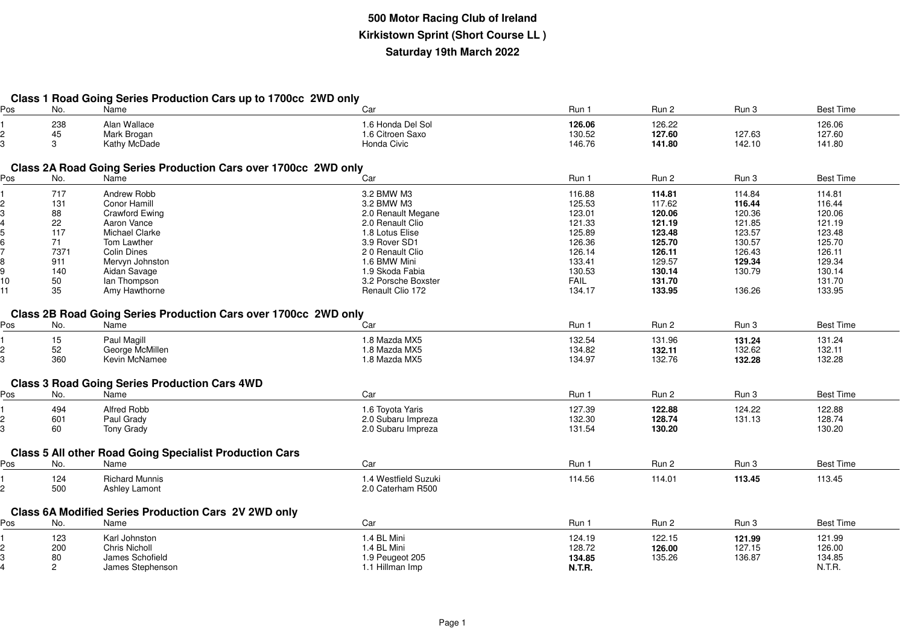# 500 Motor Racing Club of Ireland

## Kirkistown Sprint (Short Course LL )

## Saturday 19th March 2022

### Class 1 Road Going Series Production Cars up to 1700cc 2WD only

| Pos | No. | Name | Car | Run 1 | Run 2 | Run 3 | Best Time |
|---|---|---|---|---|---|---|---|
| 1 | 238 | Alan Wallace | 1.6 Honda Del Sol | **126.06** | 126.22 | | 126.06 |
| 2 | 45 | Mark Brogan | 1.6 Citroen Saxo | 130.52 | **127.60** | 127.63 | 127.60 |
| 3 | 3 | Kathy McDade | Honda Civic | 146.76 | **141.80** | 142.10 | 141.80 |

### Class 2A Road Going Series Production Cars over 1700cc 2WD only

| Pos | No. | Name | Car | Run 1 | Run 2 | Run 3 | Best Time |
|---|---|---|---|---|---|---|---|
| 1 | 717 | Andrew Robb | 3.2 BMW M3 | 116.88 | **114.81** | 114.84 | 114.81 |
| 2 | 131 | Conor Hamill | 3.2 BMW M3 | 125.53 | 117.62 | **116.44** | 116.44 |
| 3 | 88 | Crawford Ewing | 2.0 Renault Megane | 123.01 | **120.06** | 120.36 | 120.06 |
| 4 | 22 | Aaron Vance | 2.0 Renault Clio | 121.33 | **121.19** | 121.85 | 121.19 |
| 5 | 117 | Michael Clarke | 1.8 Lotus Elise | 125.89 | **123.48** | 123.57 | 123.48 |
| 6 | 71 | Tom Lawther | 3.9 Rover SD1 | 126.36 | **125.70** | 130.57 | 125.70 |
| 7 | 7371 | Colin Dines | 2 0 Renault Clio | 126.14 | **126.11** | 126.43 | 126.11 |
| 8 | 911 | Mervyn Johnston | 1.6 BMW Mini | 133.41 | 129.57 | **129.34** | 129.34 |
| 9 | 140 | Aidan Savage | 1.9 Skoda Fabia | 130.53 | **130.14** | 130.79 | 130.14 |
| 10 | 50 | Ian Thompson | 3.2 Porsche Boxster | FAIL | **131.70** | | 131.70 |
| 11 | 35 | Amy Hawthorne | Renault Clio 172 | 134.17 | **133.95** | 136.26 | 133.95 |

### Class 2B Road Going Series Production Cars over 1700cc 2WD only

| Pos | No. | Name | Car | Run 1 | Run 2 | Run 3 | Best Time |
|---|---|---|---|---|---|---|---|
| 1 | 15 | Paul Magill | 1.8 Mazda MX5 | 132.54 | 131.96 | **131.24** | 131.24 |
| 2 | 52 | George McMillen | 1.8 Mazda MX5 | 134.82 | **132.11** | 132.62 | 132.11 |
| 3 | 360 | Kevin McNamee | 1.8 Mazda MX5 | 134.97 | 132.76 | **132.28** | 132.28 |

### Class 3 Road Going Series Production Cars 4WD

| Pos | No. | Name | Car | Run 1 | Run 2 | Run 3 | Best Time |
|---|---|---|---|---|---|---|---|
| 1 | 494 | Alfred Robb | 1.6 Toyota Yaris | 127.39 | **122.88** | 124.22 | 122.88 |
| 2 | 601 | Paul Grady | 2.0 Subaru Impreza | 132.30 | **128.74** | 131.13 | 128.74 |
| 3 | 60 | Tony Grady | 2.0 Subaru Impreza | 131.54 | **130.20** | | 130.20 |

### Class 5 All other Road Going Specialist Production Cars

| Pos | No. | Name | Car | Run 1 | Run 2 | Run 3 | Best Time |
|---|---|---|---|---|---|---|---|
| 1 | 124 | Richard Munnis | 1.4 Westfield Suzuki | 114.56 | 114.01 | **113.45** | 113.45 |
| 2 | 500 | Ashley Lamont | 2.0 Caterham R500 | | | | |

### Class 6A Modified Series Production Cars 2V 2WD only

| Pos | No. | Name | Car | Run 1 | Run 2 | Run 3 | Best Time |
|---|---|---|---|---|---|---|---|
| 1 | 123 | Karl Johnston | 1.4 BL Mini | 124.19 | 122.15 | **121.99** | 121.99 |
| 2 | 200 | Chris Nicholl | 1.4 BL Mini | 128.72 | **126.00** | 127.15 | 126.00 |
| 3 | 80 | James Schofield | 1.9 Peugeot 205 | **134.85** | 135.26 | 136.87 | 134.85 |
| 4 | 2 | James Stephenson | 1.1 Hillman Imp | **N.T.R.** | | | N.T.R. |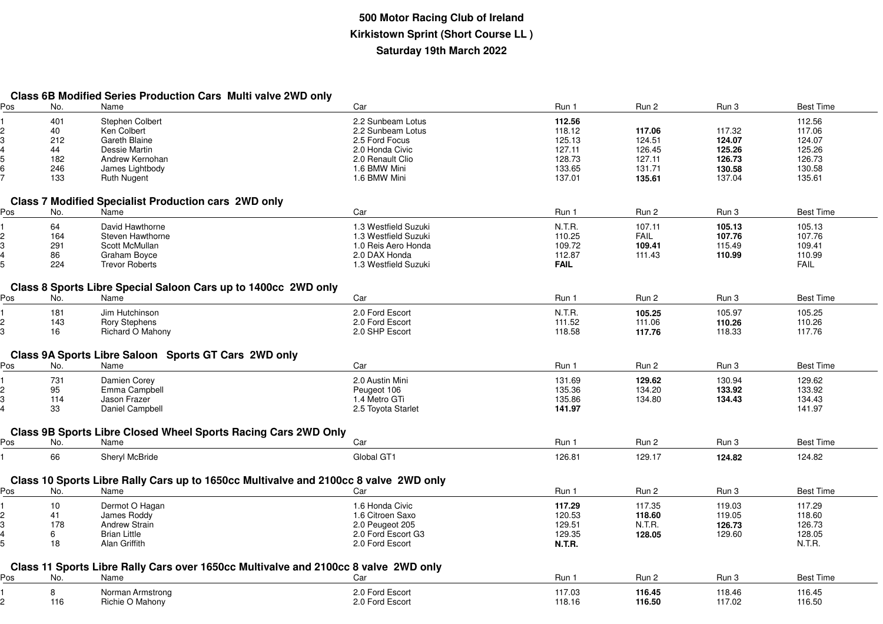# 500 Motor Racing Club of Ireland
## Kirkistown Sprint (Short Course LL )
## Saturday 19th March 2022

### Class 6B Modified Series Production Cars Multi valve 2WD only

| Pos | No. | Name | Car | Run 1 | Run 2 | Run 3 | Best Time |
|---|---|---|---|---|---|---|---|
| 1 | 401 | Stephen Colbert | 2.2 Sunbeam Lotus | **112.56** | | | 112.56 |
| 2 | 40 | Ken Colbert | 2.2 Sunbeam Lotus | 118.12 | **117.06** | 117.32 | 117.06 |
| 3 | 212 | Gareth Blaine | 2.5 Ford Focus | 125.13 | 124.51 | **124.07** | 124.07 |
| 4 | 44 | Dessie Martin | 2.0 Honda Civic | 127.11 | 126.45 | **125.26** | 125.26 |
| 5 | 182 | Andrew Kernohan | 2.0 Renault Clio | 128.73 | 127.11 | **126.73** | 126.73 |
| 6 | 246 | James Lightbody | 1.6 BMW Mini | 133.65 | 131.71 | **130.58** | 130.58 |
| 7 | 133 | Ruth Nugent | 1.6 BMW Mini | 137.01 | **135.61** | 137.04 | 135.61 |

### Class 7 Modified Specialist Production cars 2WD only

| Pos | No. | Name | Car | Run 1 | Run 2 | Run 3 | Best Time |
|---|---|---|---|---|---|---|---|
| 1 | 64 | David Hawthorne | 1.3 Westfield Suzuki | N.T.R. | 107.11 | **105.13** | 105.13 |
| 2 | 164 | Steven Hawthorne | 1.3 Westfield Suzuki | 110.25 | FAIL | **107.76** | 107.76 |
| 3 | 291 | Scott McMullan | 1.0 Reis Aero Honda | 109.72 | **109.41** | 115.49 | 109.41 |
| 4 | 86 | Graham Boyce | 2.0 DAX Honda | 112.87 | 111.43 | **110.99** | 110.99 |
| 5 | 224 | Trevor Roberts | 1.3 Westfield Suzuki | **FAIL** | | | FAIL |

### Class 8 Sports Libre Special Saloon Cars up to 1400cc 2WD only

| Pos | No. | Name | Car | Run 1 | Run 2 | Run 3 | Best Time |
|---|---|---|---|---|---|---|---|
| 1 | 181 | Jim Hutchinson | 2.0 Ford Escort | N.T.R. | **105.25** | 105.97 | 105.25 |
| 2 | 143 | Rory Stephens | 2.0 Ford Escort | 111.52 | 111.06 | **110.26** | 110.26 |
| 3 | 16 | Richard O Mahony | 2.0 SHP Escort | 118.58 | **117.76** | 118.33 | 117.76 |

### Class 9A Sports Libre Saloon Sports GT Cars 2WD only

| Pos | No. | Name | Car | Run 1 | Run 2 | Run 3 | Best Time |
|---|---|---|---|---|---|---|---|
| 1 | 731 | Damien Corey | 2.0 Austin Mini | 131.69 | **129.62** | 130.94 | 129.62 |
| 2 | 95 | Emma Campbell | Peugeot 106 | 135.36 | 134.20 | **133.92** | 133.92 |
| 3 | 114 | Jason Frazer | 1.4 Metro GTi | 135.86 | 134.80 | **134.43** | 134.43 |
| 4 | 33 | Daniel Campbell | 2.5 Toyota Starlet | **141.97** | | | 141.97 |

### Class 9B Sports Libre Closed Wheel Sports Racing Cars 2WD Only

| Pos | No. | Name | Car | Run 1 | Run 2 | Run 3 | Best Time |
|---|---|---|---|---|---|---|---|
| 1 | 66 | Sheryl McBride | Global GT1 | 126.81 | 129.17 | **124.82** | 124.82 |

### Class 10 Sports Libre Rally Cars up to 1650cc Multivalve and 2100cc 8 valve 2WD only

| Pos | No. | Name | Car | Run 1 | Run 2 | Run 3 | Best Time |
|---|---|---|---|---|---|---|---|
| 1 | 10 | Dermot O Hagan | 1.6 Honda Civic | **117.29** | 117.35 | 119.03 | 117.29 |
| 2 | 41 | James Roddy | 1.6 Citroen Saxo | 120.53 | **118.60** | 119.05 | 118.60 |
| 3 | 178 | Andrew Strain | 2.0 Peugeot 205 | 129.51 | N.T.R. | **126.73** | 126.73 |
| 4 | 6 | Brian Little | 2.0 Ford Escort G3 | 129.35 | **128.05** | 129.60 | 128.05 |
| 5 | 18 | Alan Griffith | 2.0 Ford Escort | **N.T.R.** | | | N.T.R. |

### Class 11 Sports Libre Rally Cars over 1650cc Multivalve and 2100cc 8 valve 2WD only

| Pos | No. | Name | Car | Run 1 | Run 2 | Run 3 | Best Time |
|---|---|---|---|---|---|---|---|
| 1 | 8 | Norman Armstrong | 2.0 Ford Escort | 117.03 | **116.45** | 118.46 | 116.45 |
| 2 | 116 | Richie O Mahony | 2.0 Ford Escort | 118.16 | **116.50** | 117.02 | 116.50 |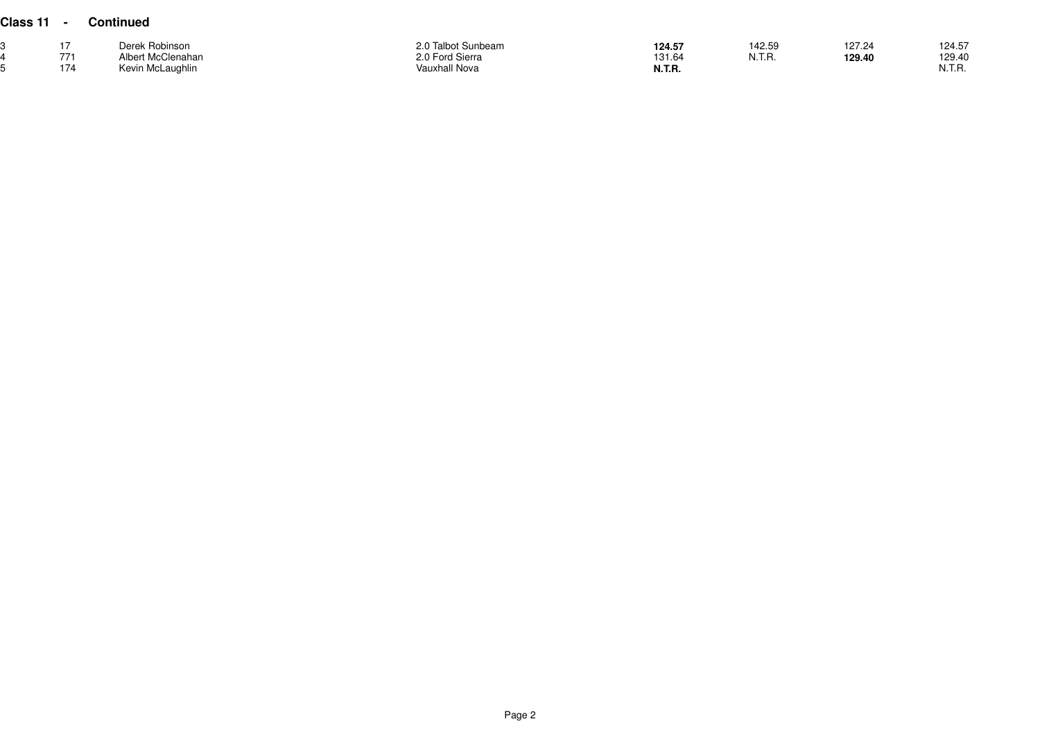**Class 11 - Continued**

| | | | | | | | |
|---|---|---|---|---|---|---|---|
| 3 | 17 | Derek Robinson | 2.0 Talbot Sunbeam | **124.57** | 142.59 | 127.24 | 124.57 |
| 4 | 771 | Albert McClenahan | 2.0 Ford Sierra | 131.64 | N.T.R. | **129.40** | 129.40 |
| 5 | 174 | Kevin McLaughlin | Vauxhall Nova | **N.T.R.** | | | N.T.R. |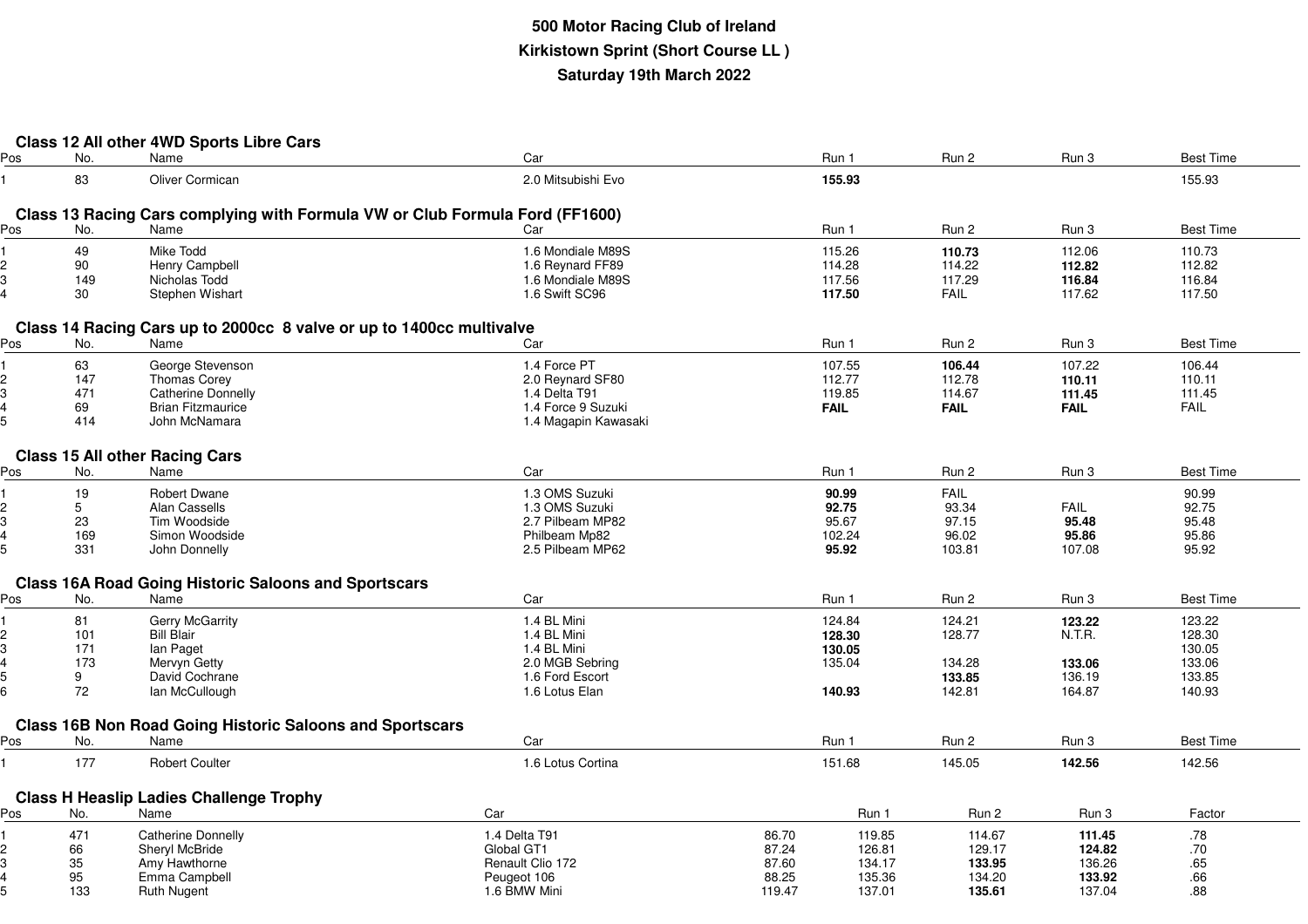# 500 Motor Racing Club of Ireland

## Kirkistown Sprint (Short Course LL )

## Saturday 19th March 2022

### Class 12 All other 4WD Sports Libre Cars

| Pos | No. | Name | Car | Run 1 | Run 2 | Run 3 | Best Time |
|---|---|---|---|---|---|---|---|
| 1 | 83 | Oliver Cormican | 2.0 Mitsubishi Evo | **155.93** | | | 155.93 |

### Class 13 Racing Cars complying with Formula VW or Club Formula Ford (FF1600)

| Pos | No. | Name | Car | Run 1 | Run 2 | Run 3 | Best Time |
|---|---|---|---|---|---|---|---|
| 1 | 49 | Mike Todd | 1.6 Mondiale M89S | 115.26 | **110.73** | 112.06 | 110.73 |
| 2 | 90 | Henry Campbell | 1.6 Reynard FF89 | 114.28 | 114.22 | **112.82** | 112.82 |
| 3 | 149 | Nicholas Todd | 1.6 Mondiale M89S | 117.56 | 117.29 | **116.84** | 116.84 |
| 4 | 30 | Stephen Wishart | 1.6 Swift SC96 | **117.50** | FAIL | 117.62 | 117.50 |

### Class 14 Racing Cars up to 2000cc 8 valve or up to 1400cc multivalve

| Pos | No. | Name | Car | Run 1 | Run 2 | Run 3 | Best Time |
|---|---|---|---|---|---|---|---|
| 1 | 63 | George Stevenson | 1.4 Force PT | 107.55 | **106.44** | 107.22 | 106.44 |
| 2 | 147 | Thomas Corey | 2.0 Reynard SF80 | 112.77 | 112.78 | **110.11** | 110.11 |
| 3 | 471 | Catherine Donnelly | 1.4 Delta T91 | 119.85 | 114.67 | **111.45** | 111.45 |
| 4 | 69 | Brian Fitzmaurice | 1.4 Force 9 Suzuki | **FAIL** | **FAIL** | **FAIL** | FAIL |
| 5 | 414 | John McNamara | 1.4 Magapin Kawasaki | | | | |

### Class 15 All other Racing Cars

| Pos | No. | Name | Car | Run 1 | Run 2 | Run 3 | Best Time |
|---|---|---|---|---|---|---|---|
| 1 | 19 | Robert Dwane | 1.3 OMS Suzuki | **90.99** | FAIL | | 90.99 |
| 2 | 5 | Alan Cassells | 1.3 OMS Suzuki | **92.75** | 93.34 | FAIL | 92.75 |
| 3 | 23 | Tim Woodside | 2.7 Pilbeam MP82 | 95.67 | 97.15 | **95.48** | 95.48 |
| 4 | 169 | Simon Woodside | Philbeam Mp82 | 102.24 | 96.02 | **95.86** | 95.86 |
| 5 | 331 | John Donnelly | 2.5 Pilbeam MP62 | **95.92** | 103.81 | 107.08 | 95.92 |

### Class 16A Road Going Historic Saloons and Sportscars

| Pos | No. | Name | Car | Run 1 | Run 2 | Run 3 | Best Time |
|---|---|---|---|---|---|---|---|
| 1 | 81 | Gerry McGarrity | 1.4 BL Mini | 124.84 | 124.21 | **123.22** | 123.22 |
| 2 | 101 | Bill Blair | 1.4 BL Mini | **128.30** | 128.77 | N.T.R. | 128.30 |
| 3 | 171 | Ian Paget | 1.4 BL Mini | **130.05** | | | 130.05 |
| 4 | 173 | Mervyn Getty | 2.0 MGB Sebring | 135.04 | 134.28 | **133.06** | 133.06 |
| 5 | 9 | David Cochrane | 1.6 Ford Escort | | **133.85** | 136.19 | 133.85 |
| 6 | 72 | Ian McCullough | 1.6 Lotus Elan | **140.93** | 142.81 | 164.87 | 140.93 |

### Class 16B Non Road Going Historic Saloons and Sportscars

| Pos | No. | Name | Car | Run 1 | Run 2 | Run 3 | Best Time |
|---|---|---|---|---|---|---|---|
| 1 | 177 | Robert Coulter | 1.6 Lotus Cortina | 151.68 | 145.05 | **142.56** | 142.56 |

### Class H Heaslip Ladies Challenge Trophy

| Pos | No. | Name | Car | | Run 1 | Run 2 | Run 3 | Factor |
|---|---|---|---|---|---|---|---|---|
| 1 | 471 | Catherine Donnelly | 1.4 Delta T91 | 86.70 | 119.85 | 114.67 | **111.45** | .78 |
| 2 | 66 | Sheryl McBride | Global GT1 | 87.24 | 126.81 | 129.17 | **124.82** | .70 |
| 3 | 35 | Amy Hawthorne | Renault Clio 172 | 87.60 | 134.17 | **133.95** | 136.26 | .65 |
| 4 | 95 | Emma Campbell | Peugeot 106 | 88.25 | 135.36 | 134.20 | **133.92** | .66 |
| 5 | 133 | Ruth Nugent | 1.6 BMW Mini | 119.47 | 137.01 | **135.61** | 137.04 | .88 |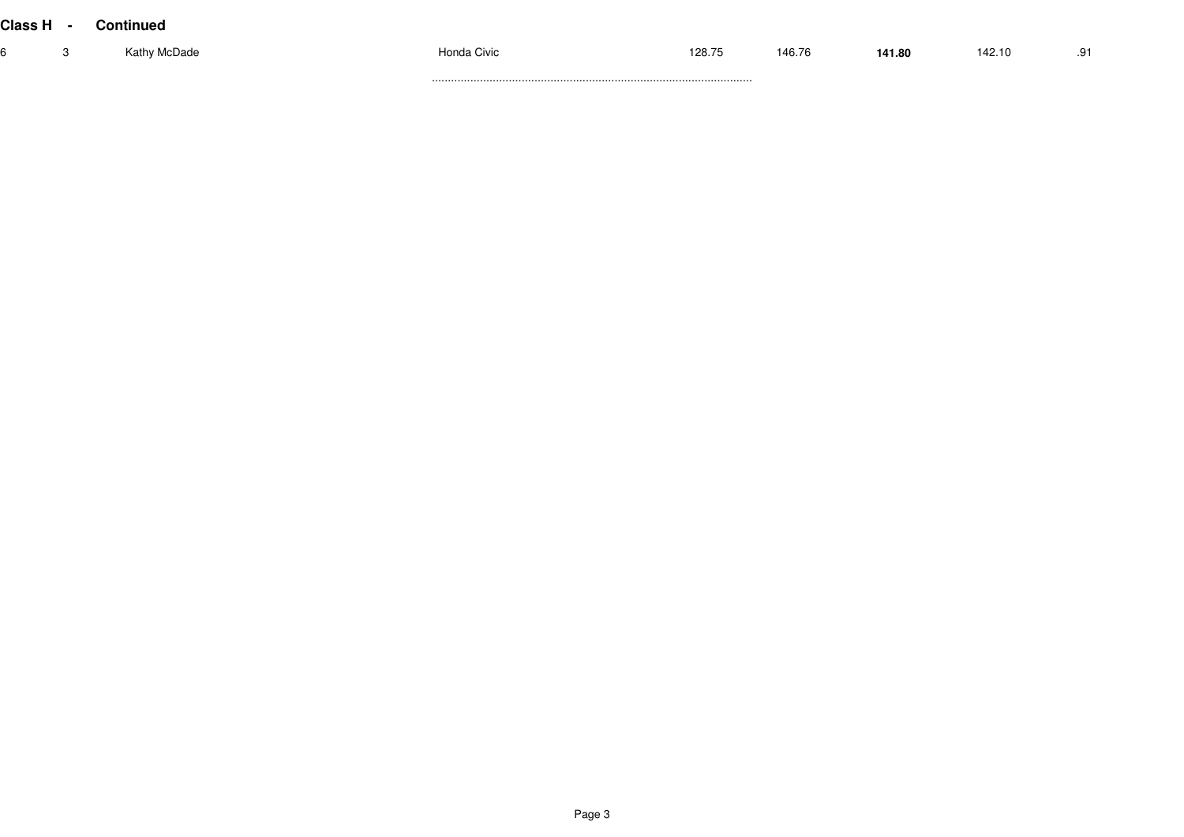**Class H - Continued**

| | | | | | | | | |
|---|---|---|---|---|---|---|---|---|
| 6 | 3 | Kathy McDade | Honda Civic | 128.75 | 146.76 | **141.80** | 142.10 | .91 |